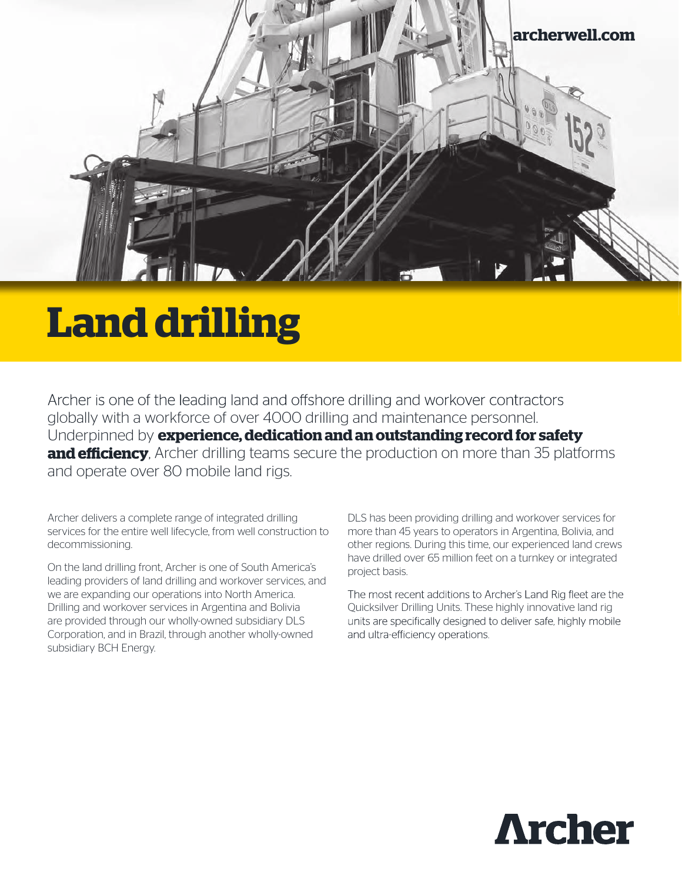archerwell.com

# Land drilling

Archer is one of the leading land and offshore drilling and workover contractors globally with a workforce of over 4000 drilling and maintenance personnel. Underpinned by **experience, dedication and an outstanding record for safety and efficiency**, Archer drilling teams secure the production on more than 35 platforms and operate over 80 mobile land rigs.

Archer delivers a complete range of integrated drilling services for the entire well lifecycle, from well construction to decommissioning.

On the land drilling front, Archer is one of South America's leading providers of land drilling and workover services, and we are expanding our operations into North America. Drilling and workover services in Argentina and Bolivia are provided through our wholly-owned subsidiary DLS Corporation, and in Brazil, through another wholly-owned subsidiary BCH Energy.

DLS has been providing drilling and workover services for more than 45 years to operators in Argentina, Bolivia, and other regions. During this time, our experienced land crews have drilled over 65 million feet on a turnkey or integrated project basis.

The most recent additions to Archer's Land Rig fleet are the Quicksilver Drilling Units. These highly innovative land rig units are specifically designed to deliver safe, highly mobile and ultra-efficiency operations.

Archer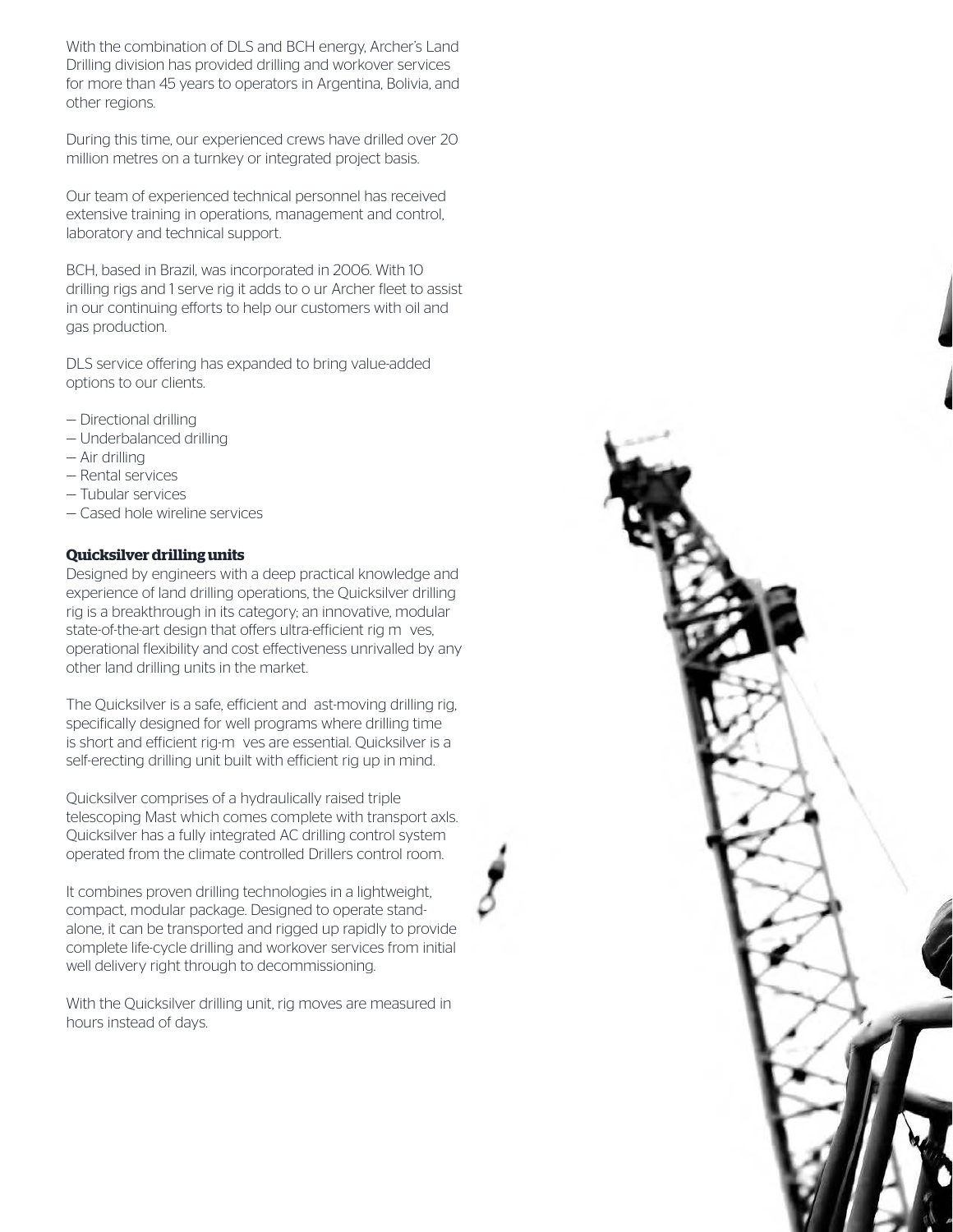With the combination of DLS and BCH energy, Archer's Land Drilling division has provided drilling and workover services for more than 45 years to operators in Argentina, Bolivia, and other regions.

During this time, our experienced crews have drilled over 20 million metres on a turnkey or integrated project basis.

Our team of experienced technical personnel has received extensive training in operations, management and control, laboratory and technical support.

BCH, based in Brazil, was incorporated in 2006. With 10 drilling rigs and 1 serve rig it adds to o ur Archer fleet to assist in our continuing efforts to help our customers with oil and gas production.

DLS service offering has expanded to bring value-added options to our clients.

- Directional drilling
- Underbalanced drilling
- Air drilling
- Rental services
- Tubular services
- Cased hole wireline services

**Quicksilver drilling units**

Designed by engineers with a deep practical knowledge and experience of land drilling operations, the Quicksilver drilling rig is a breakthrough in its category; an innovative, modular state-of-the-art design that offers ultra-efficient rig m ves, operational flexibility and cost effectiveness unrivalled by any other land drilling units in the market.

The Quicksilver is a safe, efficient and ast-moving drilling rig, specifically designed for well programs where drilling time is short and efficient rig-m ves are essential. Quicksilver is a self-erecting drilling unit built with efficient rig up in mind.

Quicksilver comprises of a hydraulically raised triple telescoping Mast which comes complete with transport axls. Quicksilver has a fully integrated AC drilling control system operated from the climate controlled Drillers control room.

It combines proven drilling technologies in a lightweight, compact, modular package. Designed to operate stand-alone, it can be transported and rigged up rapidly to provide complete life-cycle drilling and workover services from initial well delivery right through to decommissioning.

With the Quicksilver drilling unit, rig moves are measured in hours instead of days.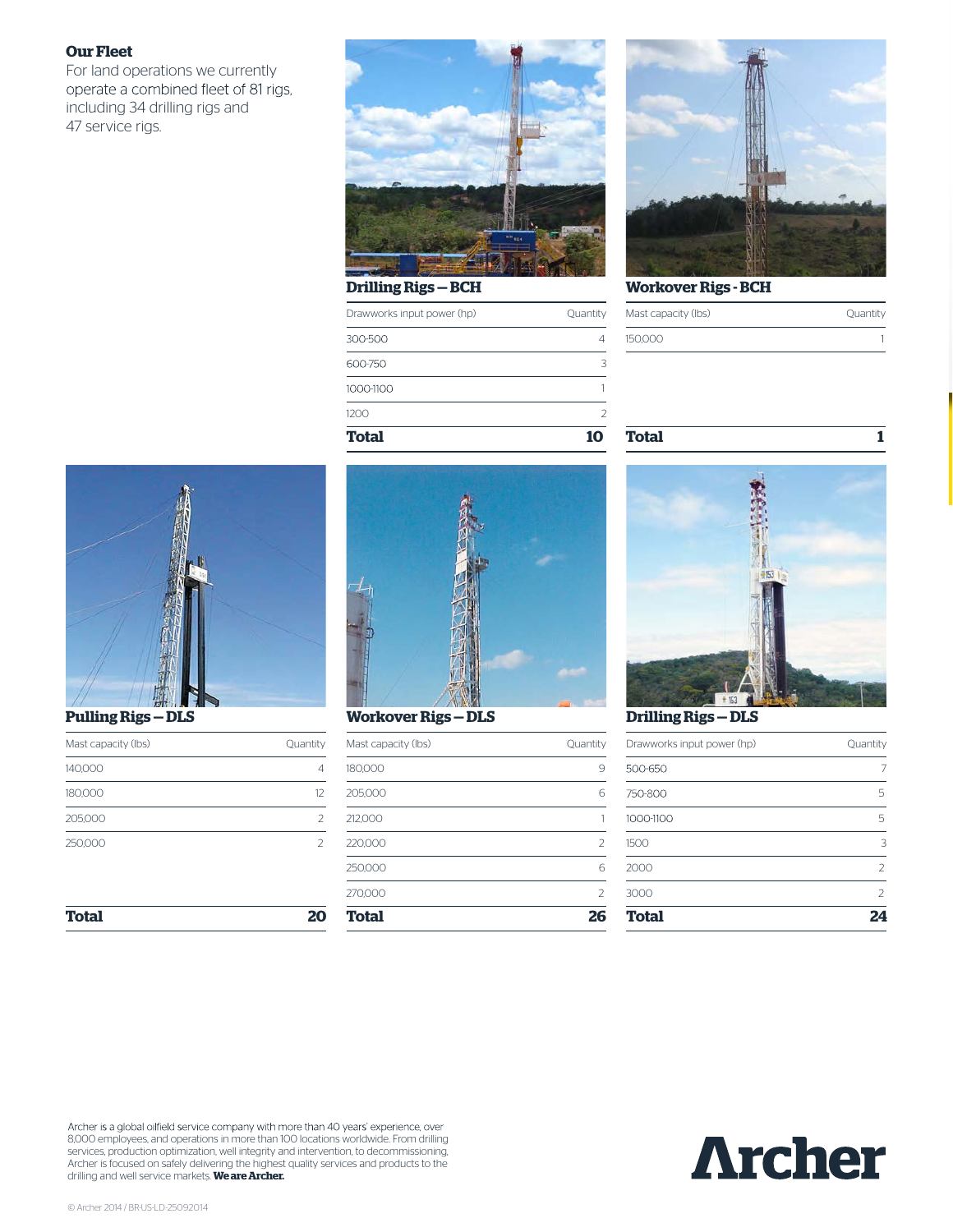## Our Fleet

For land operations we currently operate a combined fleet of 81 rigs, including 34 drilling rigs and 47 service rigs.

### Drilling Rigs – BCH

| Drawworks input power (hp) | Quantity |
|---|---|
| 300-500 | 4 |
| 600-750 | 3 |
| 1000-1100 | 1 |
| 1200 | 2 |
| **Total** | **10** |

### Workover Rigs - BCH

| Mast capacity (lbs) | Quantity |
|---|---|
| 150,000 | 1 |
| **Total** | **1** |

### Pulling Rigs – DLS

| Mast capacity (lbs) | Quantity |
|---|---|
| 140,000 | 4 |
| 180,000 | 12 |
| 205,000 | 2 |
| 250,000 | 2 |
| **Total** | **20** |

### Workover Rigs – DLS

| Mast capacity (lbs) | Quantity |
|---|---|
| 180,000 | 9 |
| 205,000 | 6 |
| 212,000 | 1 |
| 220,000 | 2 |
| 250,000 | 6 |
| 270,000 | 2 |
| **Total** | **26** |

### Drilling Rigs – DLS

| Drawworks input power (hp) | Quantity |
|---|---|
| 500-650 | 7 |
| 750-800 | 5 |
| 1000-1100 | 5 |
| 1500 | 3 |
| 2000 | 2 |
| 3000 | 2 |
| **Total** | **24** |

Archer is a global oilfield service company with more than 40 years' experience, over 8,000 employees, and operations in more than 100 locations worldwide. From drilling services, production optimization, well integrity and intervention, to decommissioning, Archer is focused on safely delivering the highest quality services and products to the drilling and well service markets. **We are Archer.**

Archer

© Archer 2014 / BR-US-LD-25092014